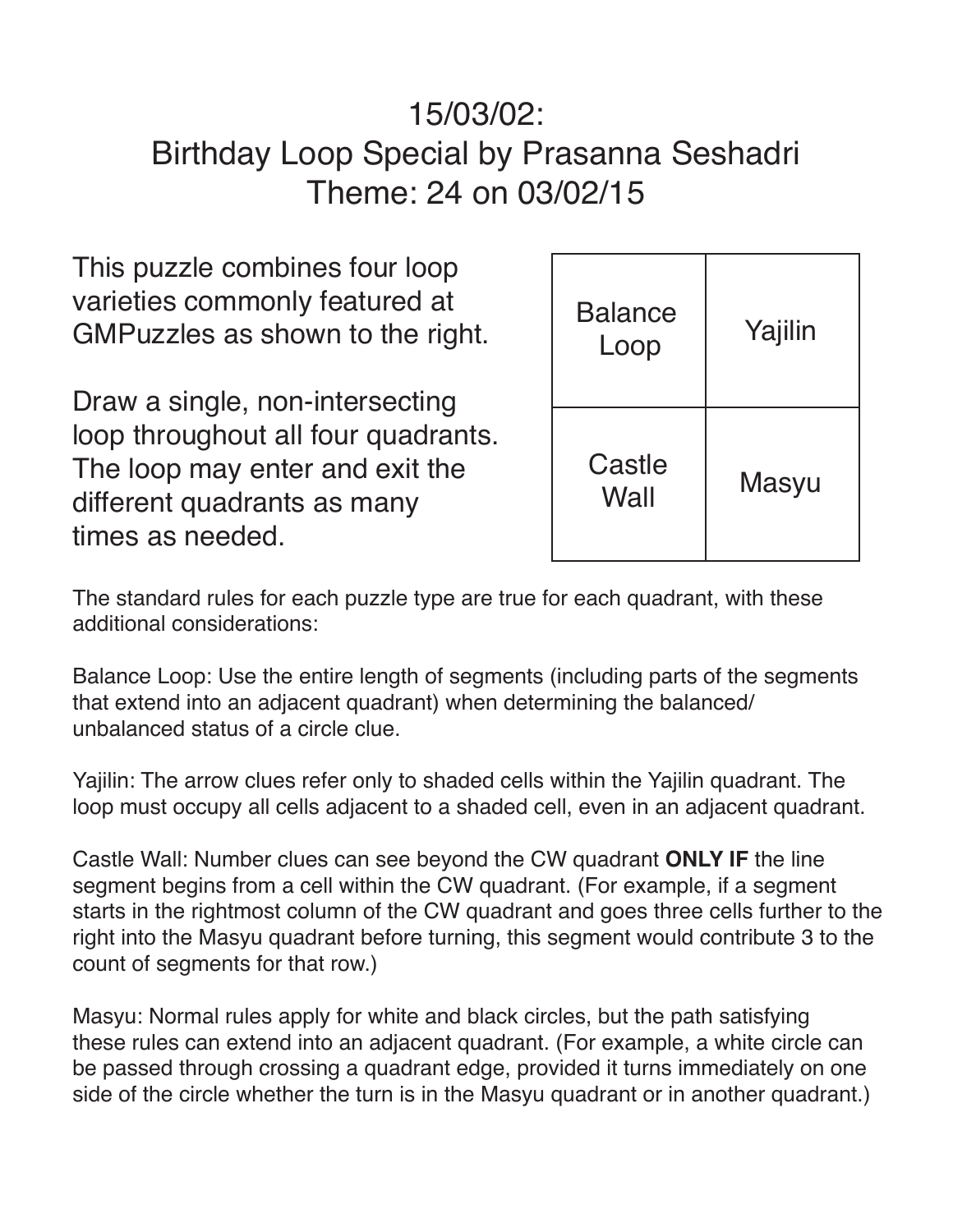# 15/03/02:
# Birthday Loop Special by Prasanna Seshadri
# Theme: 24 on 03/02/15

This puzzle combines four loop varieties commonly featured at GMPuzzles as shown to the right.

Draw a single, non-intersecting loop throughout all four quadrants. The loop may enter and exit the different quadrants as many times as needed.

| Balance Loop | Yajilin |
|---|---|
| Castle Wall | Masyu |

The standard rules for each puzzle type are true for each quadrant, with these additional considerations:

Balance Loop: Use the entire length of segments (including parts of the segments that extend into an adjacent quadrant) when determining the balanced/unbalanced status of a circle clue.

Yajilin: The arrow clues refer only to shaded cells within the Yajilin quadrant. The loop must occupy all cells adjacent to a shaded cell, even in an adjacent quadrant.

Castle Wall: Number clues can see beyond the CW quadrant **ONLY IF** the line segment begins from a cell within the CW quadrant. (For example, if a segment starts in the rightmost column of the CW quadrant and goes three cells further to the right into the Masyu quadrant before turning, this segment would contribute 3 to the count of segments for that row.)

Masyu: Normal rules apply for white and black circles, but the path satisfying these rules can extend into an adjacent quadrant. (For example, a white circle can be passed through crossing a quadrant edge, provided it turns immediately on one side of the circle whether the turn is in the Masyu quadrant or in another quadrant.)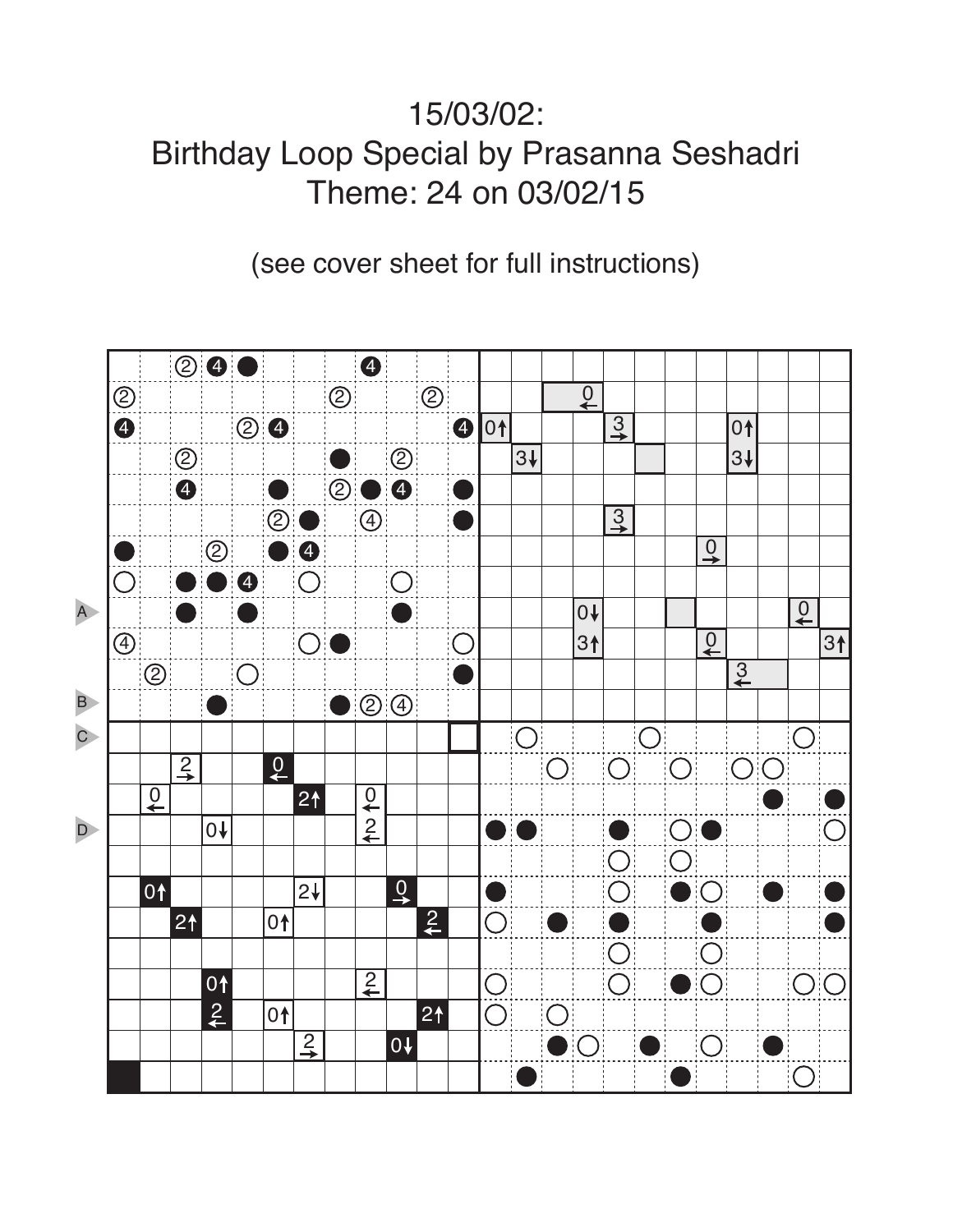15/03/02:
Birthday Loop Special by Prasanna Seshadri
Theme: 24 on 03/02/15

(see cover sheet for full instructions)

A

B

C

D